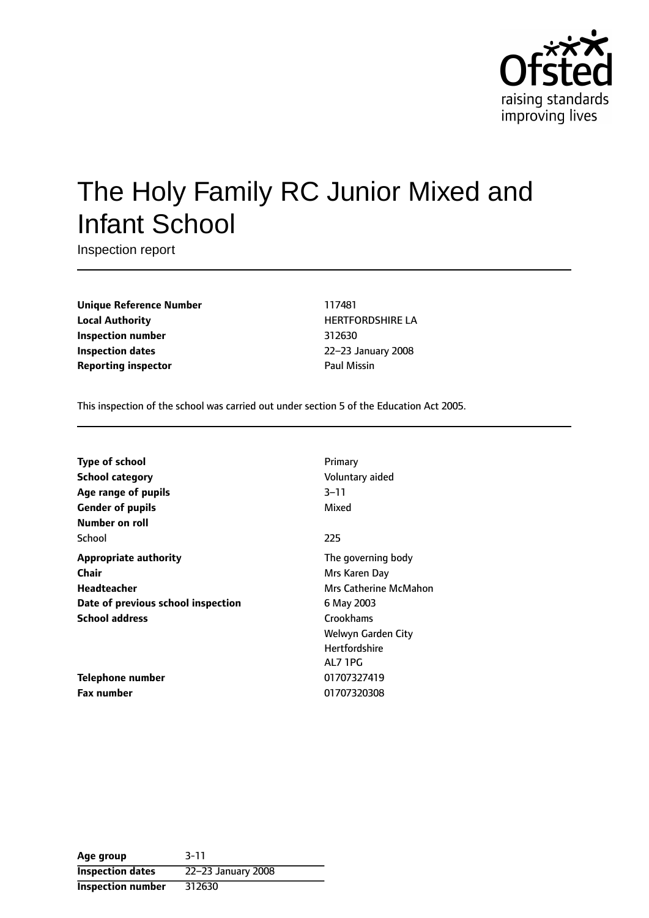Ofsted
raising standards
improving lives

# The Holy Family RC Junior Mixed and Infant School

Inspection report

| | |
|---|---|
| **Unique Reference Number** | 117481 |
| **Local Authority** | HERTFORDSHIRE LA |
| **Inspection number** | 312630 |
| **Inspection dates** | 22–23 January 2008 |
| **Reporting inspector** | Paul Missin |

This inspection of the school was carried out under section 5 of the Education Act 2005.

| | |
|---|---|
| **Type of school** | Primary |
| **School category** | Voluntary aided |
| **Age range of pupils** | 3–11 |
| **Gender of pupils** | Mixed |
| **Number on roll** | |
| School | 225 |
| **Appropriate authority** | The governing body |
| **Chair** | Mrs Karen Day |
| **Headteacher** | Mrs Catherine McMahon |
| **Date of previous school inspection** | 6 May 2003 |
| **School address** | Crookhams<br>Welwyn Garden City<br>Hertfordshire<br>AL7 1PG |
| **Telephone number** | 01707327419 |
| **Fax number** | 01707320308 |

| | |
|---|---|
| **Age group** | 3-11 |
| **Inspection dates** | 22–23 January 2008 |
| **Inspection number** | 312630 |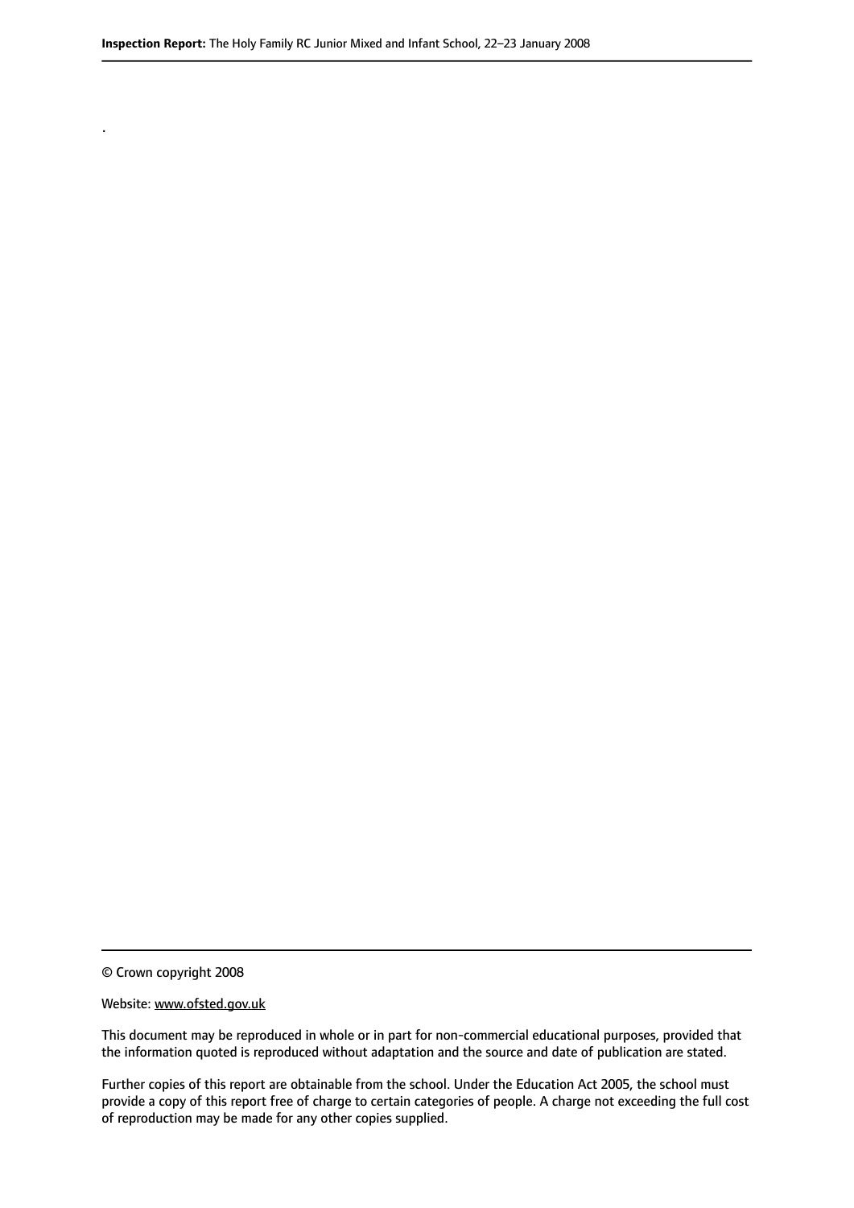.

© Crown copyright 2008

Website: www.ofsted.gov.uk

This document may be reproduced in whole or in part for non-commercial educational purposes, provided that the information quoted is reproduced without adaptation and the source and date of publication are stated.

Further copies of this report are obtainable from the school. Under the Education Act 2005, the school must provide a copy of this report free of charge to certain categories of people. A charge not exceeding the full cost of reproduction may be made for any other copies supplied.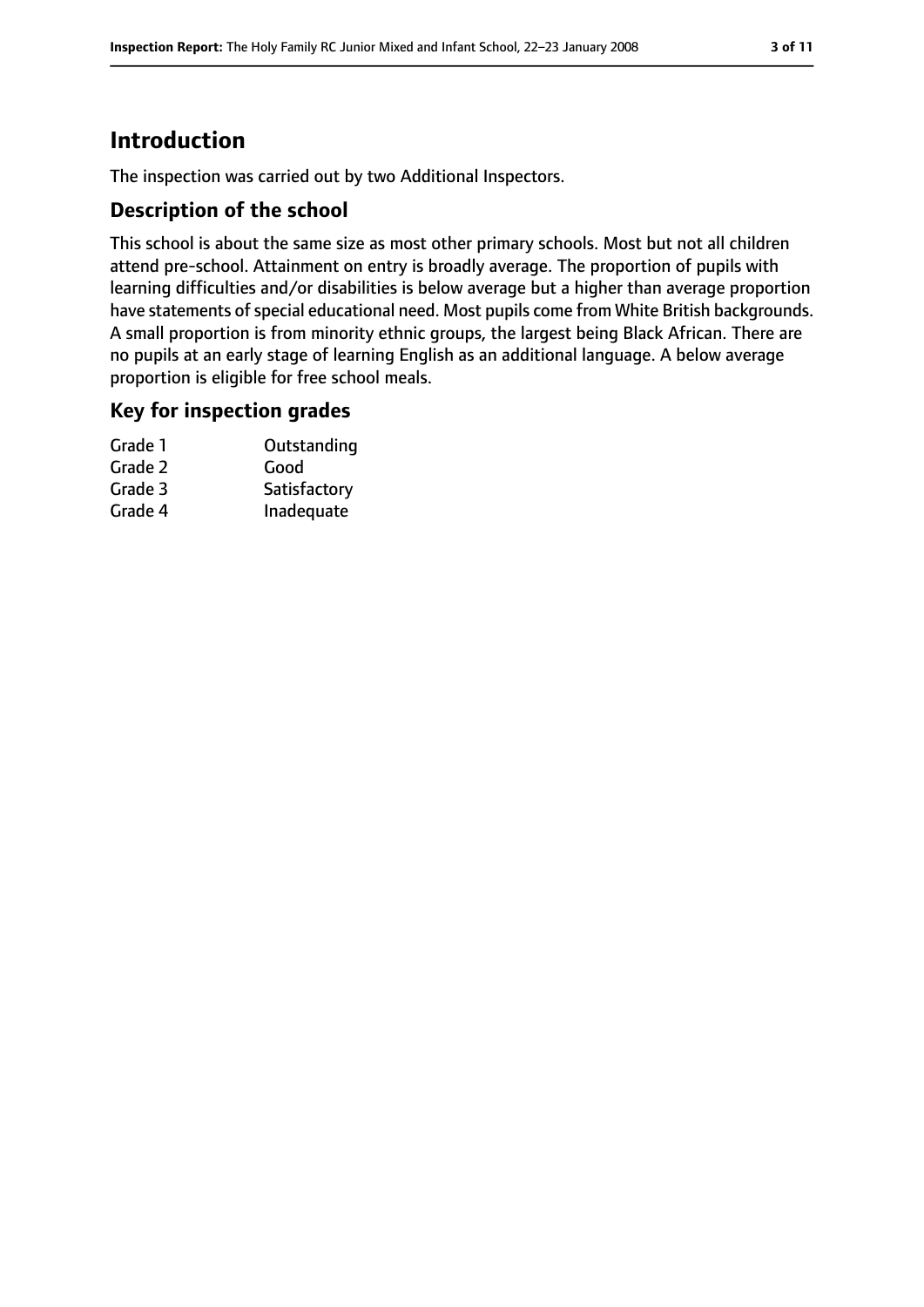# Introduction

The inspection was carried out by two Additional Inspectors.

## Description of the school

This school is about the same size as most other primary schools. Most but not all children attend pre-school. Attainment on entry is broadly average. The proportion of pupils with learning difficulties and/or disabilities is below average but a higher than average proportion have statements of special educational need. Most pupils come from White British backgrounds. A small proportion is from minority ethnic groups, the largest being Black African. There are no pupils at an early stage of learning English as an additional language. A below average proportion is eligible for free school meals.

## Key for inspection grades

| | |
|---|---|
| Grade 1 | Outstanding |
| Grade 2 | Good |
| Grade 3 | Satisfactory |
| Grade 4 | Inadequate |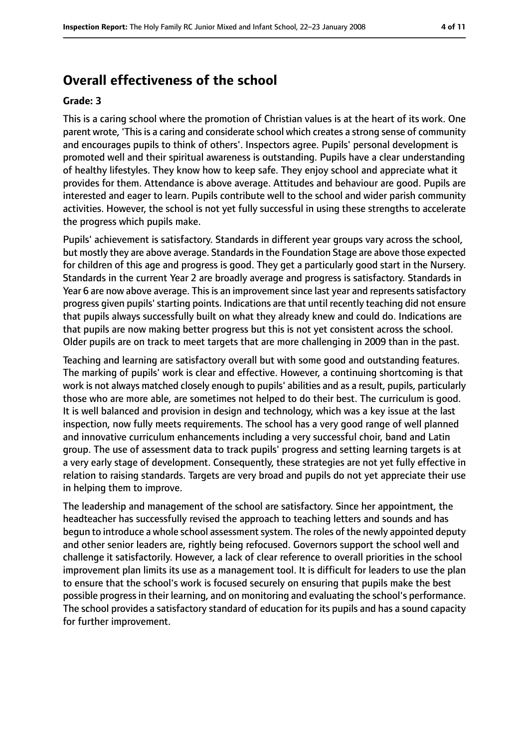## Overall effectiveness of the school

**Grade: 3**

This is a caring school where the promotion of Christian values is at the heart of its work. One parent wrote, 'This is a caring and considerate school which creates a strong sense of community and encourages pupils to think of others'. Inspectors agree. Pupils' personal development is promoted well and their spiritual awareness is outstanding. Pupils have a clear understanding of healthy lifestyles. They know how to keep safe. They enjoy school and appreciate what it provides for them. Attendance is above average. Attitudes and behaviour are good. Pupils are interested and eager to learn. Pupils contribute well to the school and wider parish community activities. However, the school is not yet fully successful in using these strengths to accelerate the progress which pupils make.

Pupils' achievement is satisfactory. Standards in different year groups vary across the school, but mostly they are above average. Standards in the Foundation Stage are above those expected for children of this age and progress is good. They get a particularly good start in the Nursery. Standards in the current Year 2 are broadly average and progress is satisfactory. Standards in Year 6 are now above average. This is an improvement since last year and represents satisfactory progress given pupils' starting points. Indications are that until recently teaching did not ensure that pupils always successfully built on what they already knew and could do. Indications are that pupils are now making better progress but this is not yet consistent across the school. Older pupils are on track to meet targets that are more challenging in 2009 than in the past.

Teaching and learning are satisfactory overall but with some good and outstanding features. The marking of pupils' work is clear and effective. However, a continuing shortcoming is that work is not always matched closely enough to pupils' abilities and as a result, pupils, particularly those who are more able, are sometimes not helped to do their best. The curriculum is good. It is well balanced and provision in design and technology, which was a key issue at the last inspection, now fully meets requirements. The school has a very good range of well planned and innovative curriculum enhancements including a very successful choir, band and Latin group. The use of assessment data to track pupils' progress and setting learning targets is at a very early stage of development. Consequently, these strategies are not yet fully effective in relation to raising standards. Targets are very broad and pupils do not yet appreciate their use in helping them to improve.

The leadership and management of the school are satisfactory. Since her appointment, the headteacher has successfully revised the approach to teaching letters and sounds and has begun to introduce a whole school assessment system. The roles of the newly appointed deputy and other senior leaders are, rightly being refocused. Governors support the school well and challenge it satisfactorily. However, a lack of clear reference to overall priorities in the school improvement plan limits its use as a management tool. It is difficult for leaders to use the plan to ensure that the school's work is focused securely on ensuring that pupils make the best possible progress in their learning, and on monitoring and evaluating the school's performance. The school provides a satisfactory standard of education for its pupils and has a sound capacity for further improvement.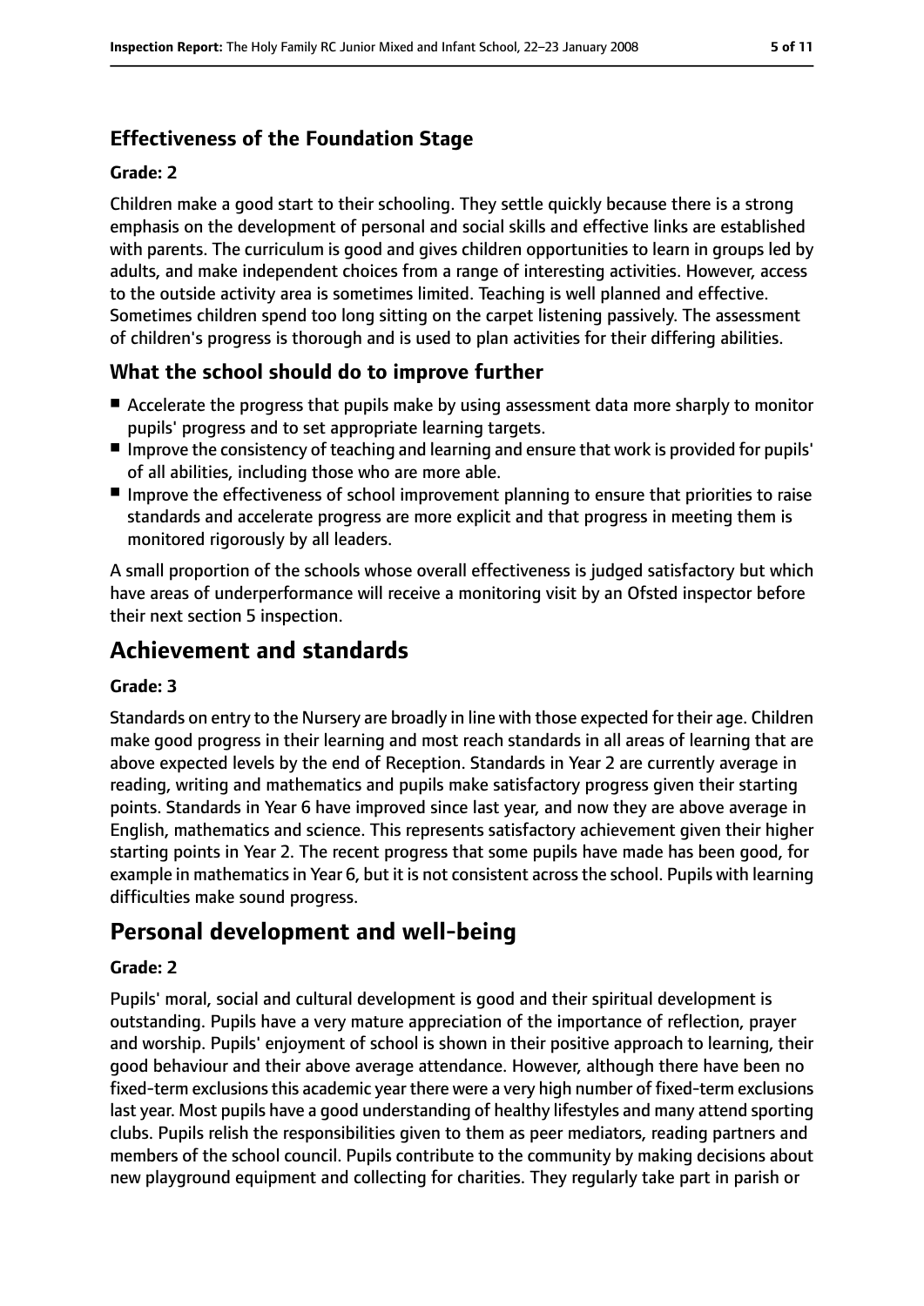### Effectiveness of the Foundation Stage

#### Grade: 2

Children make a good start to their schooling. They settle quickly because there is a strong emphasis on the development of personal and social skills and effective links are established with parents. The curriculum is good and gives children opportunities to learn in groups led by adults, and make independent choices from a range of interesting activities. However, access to the outside activity area is sometimes limited. Teaching is well planned and effective. Sometimes children spend too long sitting on the carpet listening passively. The assessment of children's progress is thorough and is used to plan activities for their differing abilities.

### What the school should do to improve further

- Accelerate the progress that pupils make by using assessment data more sharply to monitor pupils' progress and to set appropriate learning targets.
- Improve the consistency of teaching and learning and ensure that work is provided for pupils' of all abilities, including those who are more able.
- Improve the effectiveness of school improvement planning to ensure that priorities to raise standards and accelerate progress are more explicit and that progress in meeting them is monitored rigorously by all leaders.

A small proportion of the schools whose overall effectiveness is judged satisfactory but which have areas of underperformance will receive a monitoring visit by an Ofsted inspector before their next section 5 inspection.

## Achievement and standards

#### Grade: 3

Standards on entry to the Nursery are broadly in line with those expected for their age. Children make good progress in their learning and most reach standards in all areas of learning that are above expected levels by the end of Reception. Standards in Year 2 are currently average in reading, writing and mathematics and pupils make satisfactory progress given their starting points. Standards in Year 6 have improved since last year, and now they are above average in English, mathematics and science. This represents satisfactory achievement given their higher starting points in Year 2. The recent progress that some pupils have made has been good, for example in mathematics in Year 6, but it is not consistent across the school. Pupils with learning difficulties make sound progress.

## Personal development and well-being

#### Grade: 2

Pupils' moral, social and cultural development is good and their spiritual development is outstanding. Pupils have a very mature appreciation of the importance of reflection, prayer and worship. Pupils' enjoyment of school is shown in their positive approach to learning, their good behaviour and their above average attendance. However, although there have been no fixed-term exclusions this academic year there were a very high number of fixed-term exclusions last year. Most pupils have a good understanding of healthy lifestyles and many attend sporting clubs. Pupils relish the responsibilities given to them as peer mediators, reading partners and members of the school council. Pupils contribute to the community by making decisions about new playground equipment and collecting for charities. They regularly take part in parish or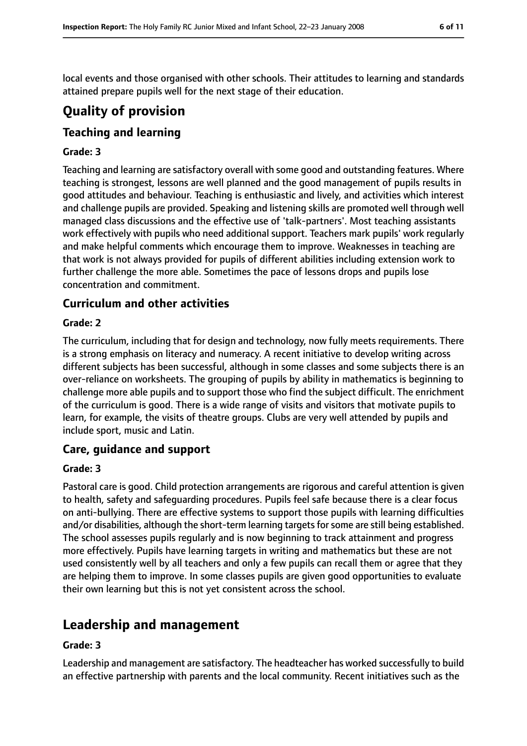local events and those organised with other schools. Their attitudes to learning and standards attained prepare pupils well for the next stage of their education.

# Quality of provision

## Teaching and learning

### Grade: 3

Teaching and learning are satisfactory overall with some good and outstanding features. Where teaching is strongest, lessons are well planned and the good management of pupils results in good attitudes and behaviour. Teaching is enthusiastic and lively, and activities which interest and challenge pupils are provided. Speaking and listening skills are promoted well through well managed class discussions and the effective use of 'talk-partners'. Most teaching assistants work effectively with pupils who need additional support. Teachers mark pupils' work regularly and make helpful comments which encourage them to improve. Weaknesses in teaching are that work is not always provided for pupils of different abilities including extension work to further challenge the more able. Sometimes the pace of lessons drops and pupils lose concentration and commitment.

## Curriculum and other activities

### Grade: 2

The curriculum, including that for design and technology, now fully meets requirements. There is a strong emphasis on literacy and numeracy. A recent initiative to develop writing across different subjects has been successful, although in some classes and some subjects there is an over-reliance on worksheets. The grouping of pupils by ability in mathematics is beginning to challenge more able pupils and to support those who find the subject difficult. The enrichment of the curriculum is good. There is a wide range of visits and visitors that motivate pupils to learn, for example, the visits of theatre groups. Clubs are very well attended by pupils and include sport, music and Latin.

## Care, guidance and support

### Grade: 3

Pastoral care is good. Child protection arrangements are rigorous and careful attention is given to health, safety and safeguarding procedures. Pupils feel safe because there is a clear focus on anti-bullying. There are effective systems to support those pupils with learning difficulties and/or disabilities, although the short-term learning targets for some are still being established. The school assesses pupils regularly and is now beginning to track attainment and progress more effectively. Pupils have learning targets in writing and mathematics but these are not used consistently well by all teachers and only a few pupils can recall them or agree that they are helping them to improve. In some classes pupils are given good opportunities to evaluate their own learning but this is not yet consistent across the school.

# Leadership and management

### Grade: 3

Leadership and management are satisfactory. The headteacher has worked successfully to build an effective partnership with parents and the local community. Recent initiatives such as the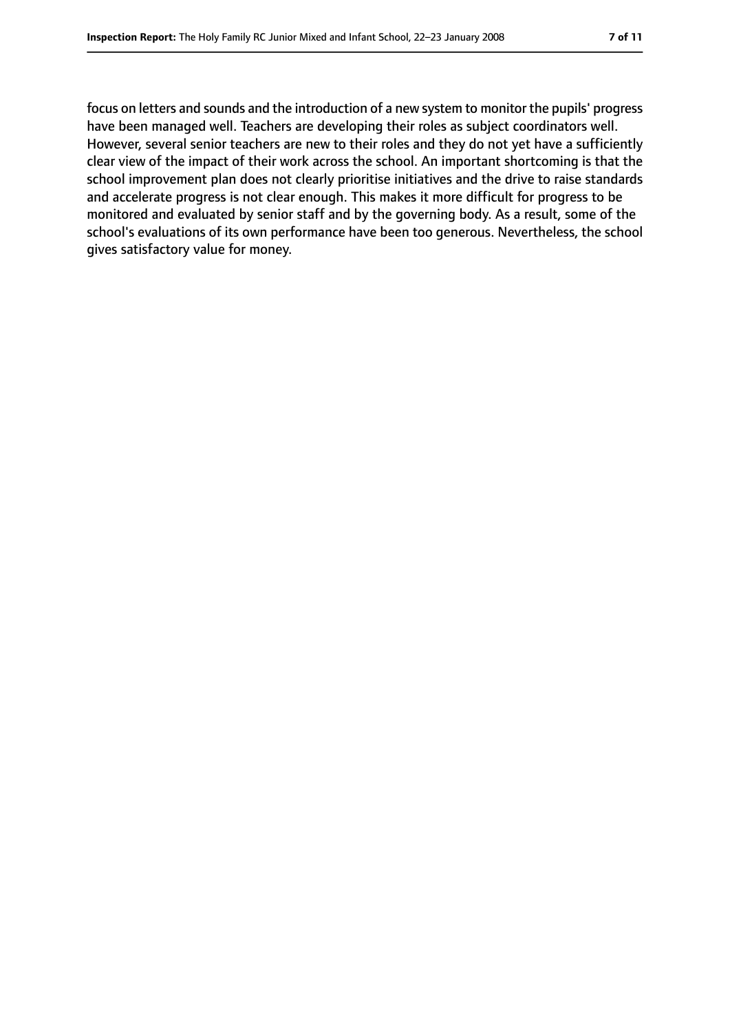focus on letters and sounds and the introduction of a new system to monitor the pupils' progress have been managed well. Teachers are developing their roles as subject coordinators well. However, several senior teachers are new to their roles and they do not yet have a sufficiently clear view of the impact of their work across the school. An important shortcoming is that the school improvement plan does not clearly prioritise initiatives and the drive to raise standards and accelerate progress is not clear enough. This makes it more difficult for progress to be monitored and evaluated by senior staff and by the governing body. As a result, some of the school's evaluations of its own performance have been too generous. Nevertheless, the school gives satisfactory value for money.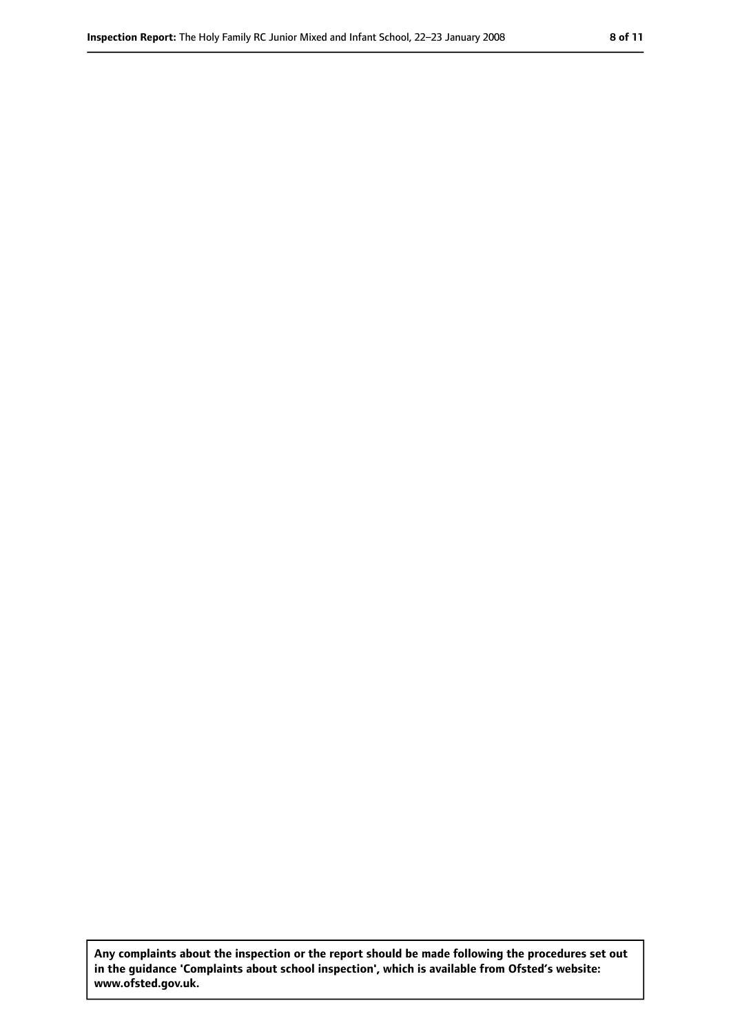**Any complaints about the inspection or the report should be made following the procedures set out in the guidance 'Complaints about school inspection', which is available from Ofsted's website: www.ofsted.gov.uk.**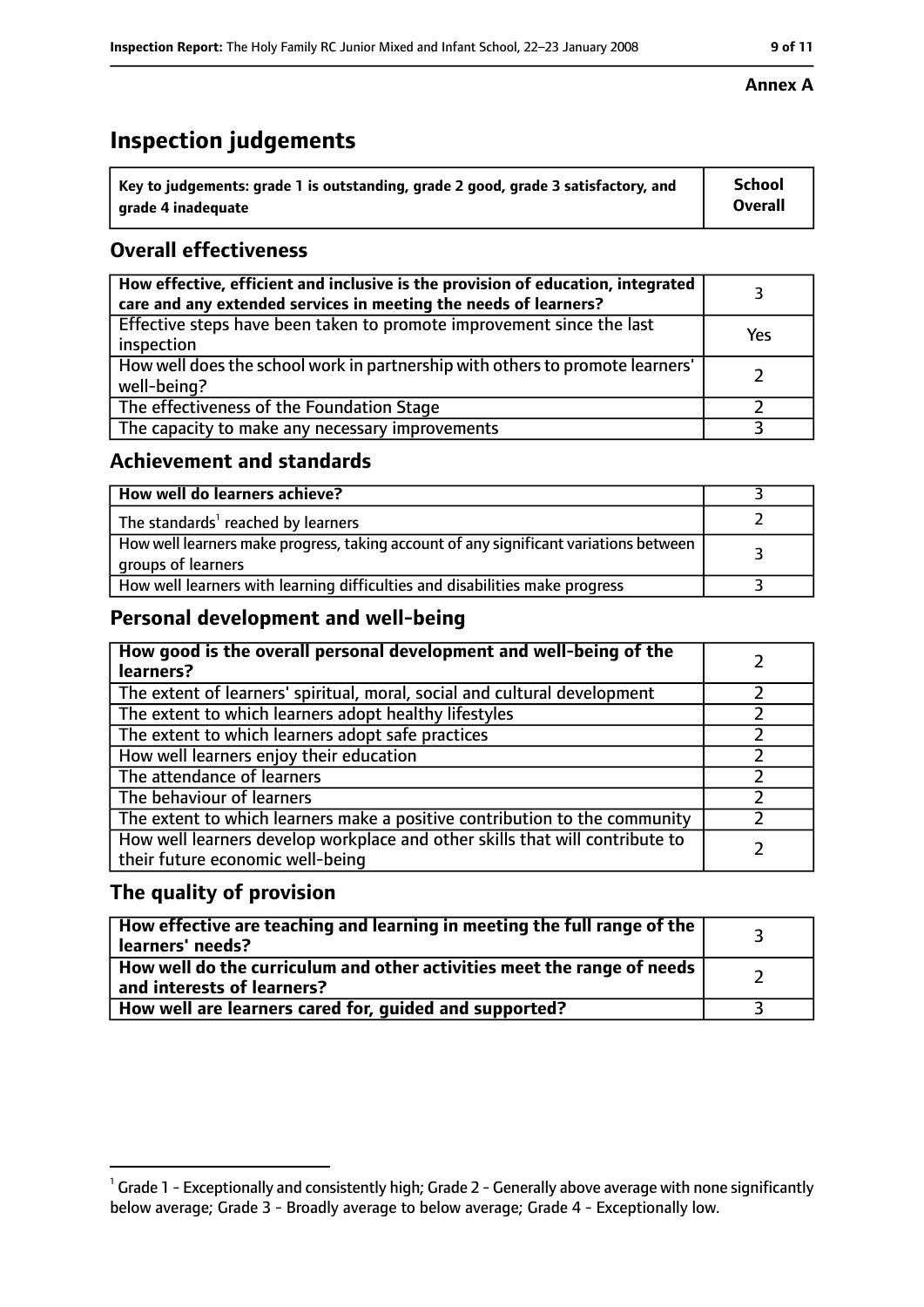**Annex A**

# Inspection judgements

| Key to judgements: grade 1 is outstanding, grade 2 good, grade 3 satisfactory, and grade 4 inadequate | School Overall |
|---|---|

## Overall effectiveness

| | |
|---|---|
| How effective, efficient and inclusive is the provision of education, integrated care and any extended services in meeting the needs of learners? | 3 |
| Effective steps have been taken to promote improvement since the last inspection | Yes |
| How well does the school work in partnership with others to promote learners' well-being? | 2 |
| The effectiveness of the Foundation Stage | 2 |
| The capacity to make any necessary improvements | 3 |

## Achievement and standards

| | |
|---|---|
| How well do learners achieve? | 3 |
| The standards[1] reached by learners | 2 |
| How well learners make progress, taking account of any significant variations between groups of learners | 3 |
| How well learners with learning difficulties and disabilities make progress | 3 |

## Personal development and well-being

| | |
|---|---|
| How good is the overall personal development and well-being of the learners? | 2 |
| The extent of learners' spiritual, moral, social and cultural development | 2 |
| The extent to which learners adopt healthy lifestyles | 2 |
| The extent to which learners adopt safe practices | 2 |
| How well learners enjoy their education | 2 |
| The attendance of learners | 2 |
| The behaviour of learners | 2 |
| The extent to which learners make a positive contribution to the community | 2 |
| How well learners develop workplace and other skills that will contribute to their future economic well-being | 2 |

## The quality of provision

| | |
|---|---|
| How effective are teaching and learning in meeting the full range of the learners' needs? | 3 |
| How well do the curriculum and other activities meet the range of needs and interests of learners? | 2 |
| How well are learners cared for, guided and supported? | 3 |

[1] Grade 1 - Exceptionally and consistently high; Grade 2 - Generally above average with none significantly below average; Grade 3 - Broadly average to below average; Grade 4 - Exceptionally low.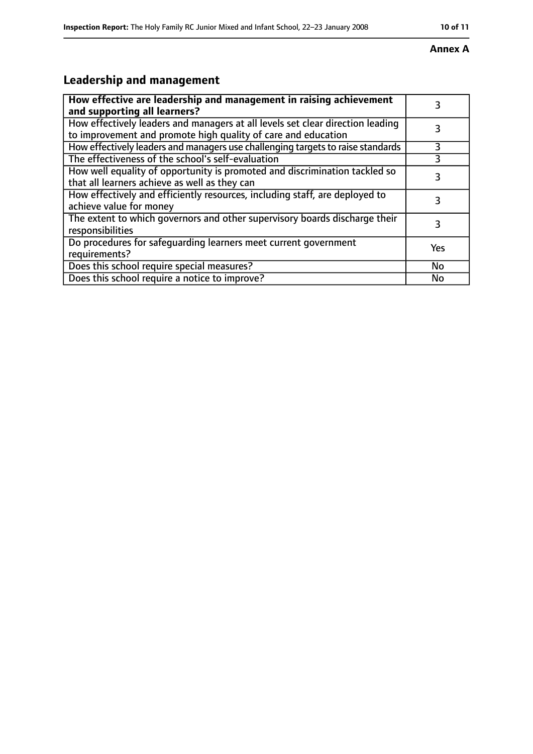**Annex A**

## Leadership and management

| | |
|---|---|
| **How effective are leadership and management in raising achievement and supporting all learners?** | 3 |
| How effectively leaders and managers at all levels set clear direction leading to improvement and promote high quality of care and education | 3 |
| How effectively leaders and managers use challenging targets to raise standards | 3 |
| The effectiveness of the school's self-evaluation | 3 |
| How well equality of opportunity is promoted and discrimination tackled so that all learners achieve as well as they can | 3 |
| How effectively and efficiently resources, including staff, are deployed to achieve value for money | 3 |
| The extent to which governors and other supervisory boards discharge their responsibilities | 3 |
| Do procedures for safeguarding learners meet current government requirements? | Yes |
| Does this school require special measures? | No |
| Does this school require a notice to improve? | No |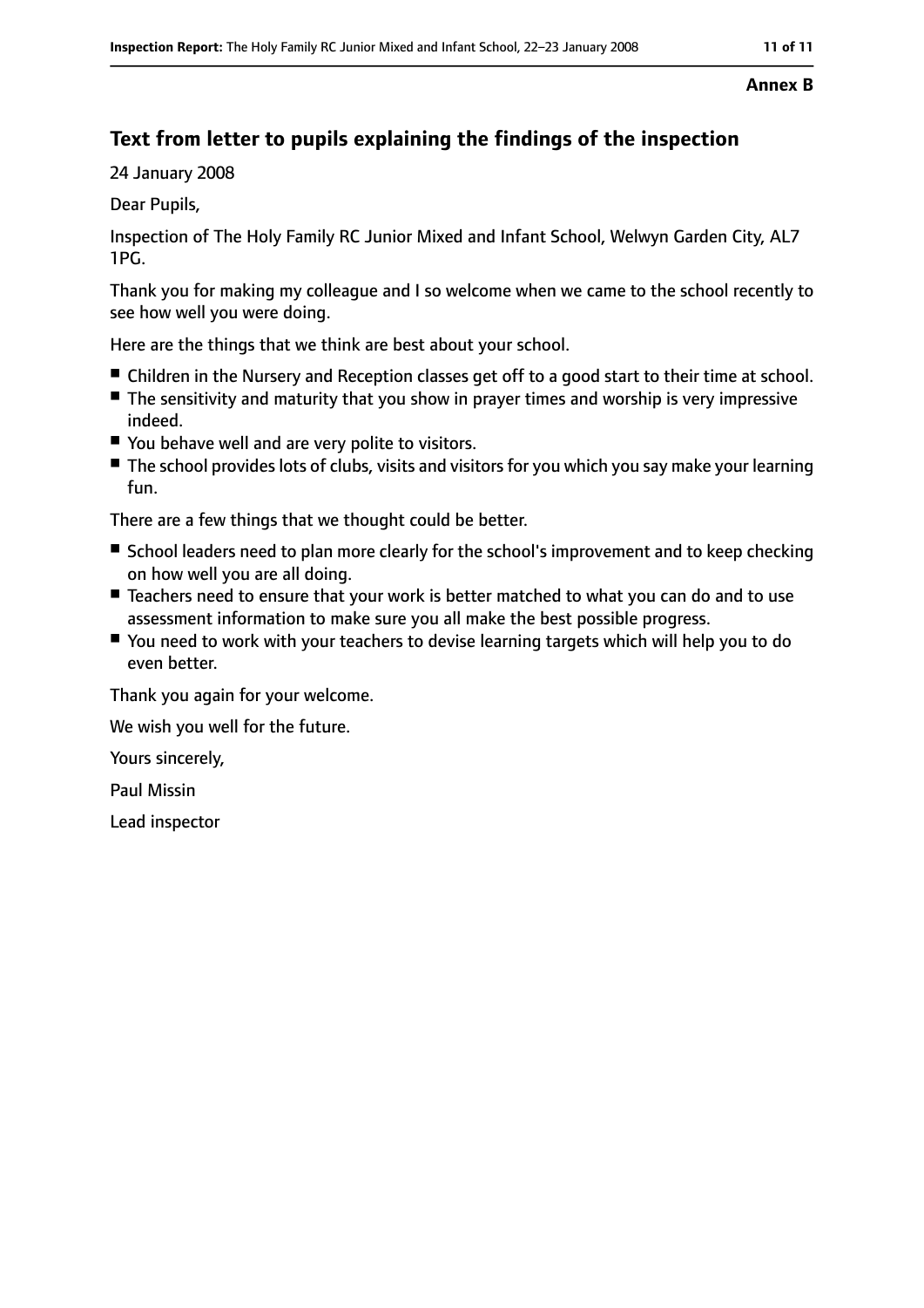**Annex B**

## Text from letter to pupils explaining the findings of the inspection

24 January 2008

Dear Pupils,

Inspection of The Holy Family RC Junior Mixed and Infant School, Welwyn Garden City, AL7 1PG.

Thank you for making my colleague and I so welcome when we came to the school recently to see how well you were doing.

Here are the things that we think are best about your school.

- Children in the Nursery and Reception classes get off to a good start to their time at school.
- The sensitivity and maturity that you show in prayer times and worship is very impressive indeed.
- You behave well and are very polite to visitors.
- The school provides lots of clubs, visits and visitors for you which you say make your learning fun.

There are a few things that we thought could be better.

- School leaders need to plan more clearly for the school's improvement and to keep checking on how well you are all doing.
- Teachers need to ensure that your work is better matched to what you can do and to use assessment information to make sure you all make the best possible progress.
- You need to work with your teachers to devise learning targets which will help you to do even better.

Thank you again for your welcome.

We wish you well for the future.

Yours sincerely,

Paul Missin

Lead inspector